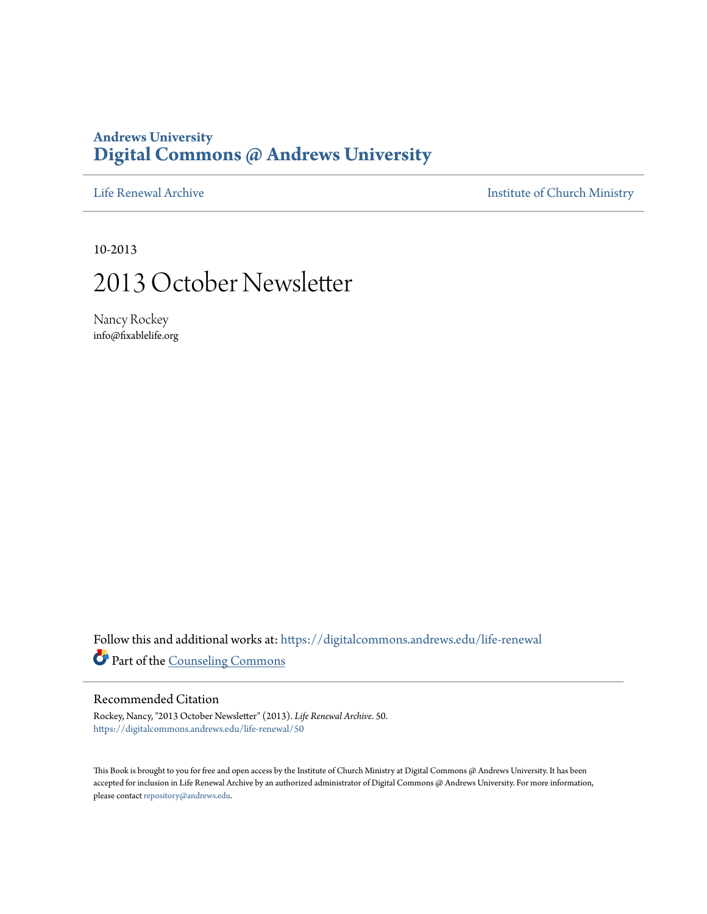**Andrews University**
# Digital Commons @ Andrews University

Life Renewal Archive | Institute of Church Ministry

10-2013

# 2013 October Newsletter

Nancy Rockey
info@fixablelife.org

Follow this and additional works at: https://digitalcommons.andrews.edu/life-renewal

Part of the Counseling Commons

## Recommended Citation

Rockey, Nancy, "2013 October Newsletter" (2013). *Life Renewal Archive*. 50.
https://digitalcommons.andrews.edu/life-renewal/50

This Book is brought to you for free and open access by the Institute of Church Ministry at Digital Commons @ Andrews University. It has been accepted for inclusion in Life Renewal Archive by an authorized administrator of Digital Commons @ Andrews University. For more information, please contact repository@andrews.edu.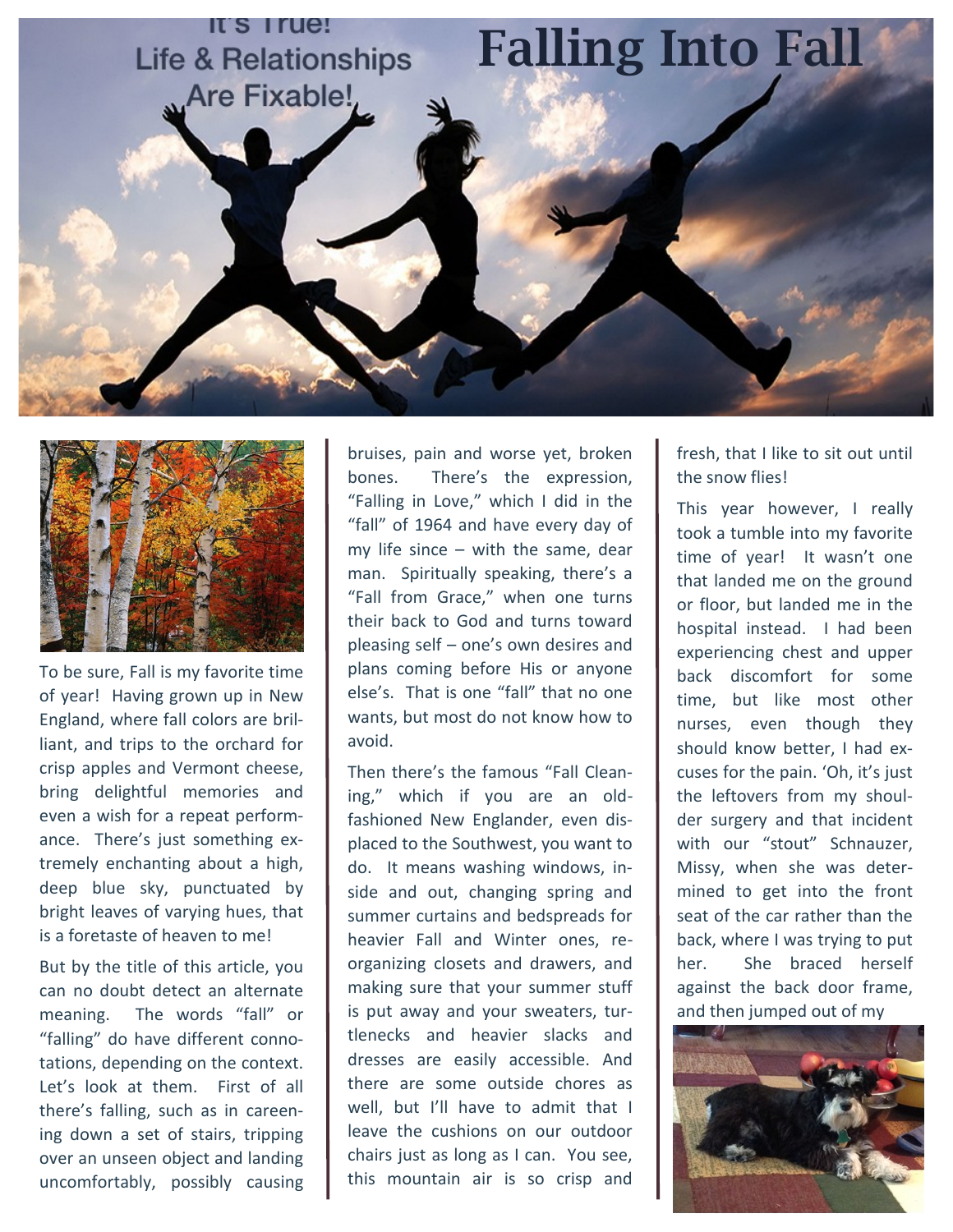It's True!
Life & Relationships
Are Fixable!

# Falling Into Fall

To be sure, Fall is my favorite time of year! Having grown up in New England, where fall colors are brilliant, and trips to the orchard for crisp apples and Vermont cheese, bring delightful memories and even a wish for a repeat performance. There's just something extremely enchanting about a high, deep blue sky, punctuated by bright leaves of varying hues, that is a foretaste of heaven to me!

But by the title of this article, you can no doubt detect an alternate meaning. The words "fall" or "falling" do have different connotations, depending on the context. Let's look at them. First of all there's falling, such as in careening down a set of stairs, tripping over an unseen object and landing uncomfortably, possibly causing bruises, pain and worse yet, broken bones. There's the expression, "Falling in Love," which I did in the "fall" of 1964 and have every day of my life since – with the same, dear man. Spiritually speaking, there's a "Fall from Grace," when one turns their back to God and turns toward pleasing self – one's own desires and plans coming before His or anyone else's. That is one "fall" that no one wants, but most do not know how to avoid.

Then there's the famous "Fall Cleaning," which if you are an old-fashioned New Englander, even displaced to the Southwest, you want to do. It means washing windows, inside and out, changing spring and summer curtains and bedspreads for heavier Fall and Winter ones, reorganizing closets and drawers, and making sure that your summer stuff is put away and your sweaters, turtlenecks and heavier slacks and dresses are easily accessible. And there are some outside chores as well, but I'll have to admit that I leave the cushions on our outdoor chairs just as long as I can. You see, this mountain air is so crisp and fresh, that I like to sit out until the snow flies!

This year however, I really took a tumble into my favorite time of year! It wasn't one that landed me on the ground or floor, but landed me in the hospital instead. I had been experiencing chest and upper back discomfort for some time, but like most other nurses, even though they should know better, I had excuses for the pain. 'Oh, it's just the leftovers from my shoulder surgery and that incident with our "stout" Schnauzer, Missy, when she was determined to get into the front seat of the car rather than the back, where I was trying to put her. She braced herself against the back door frame, and then jumped out of my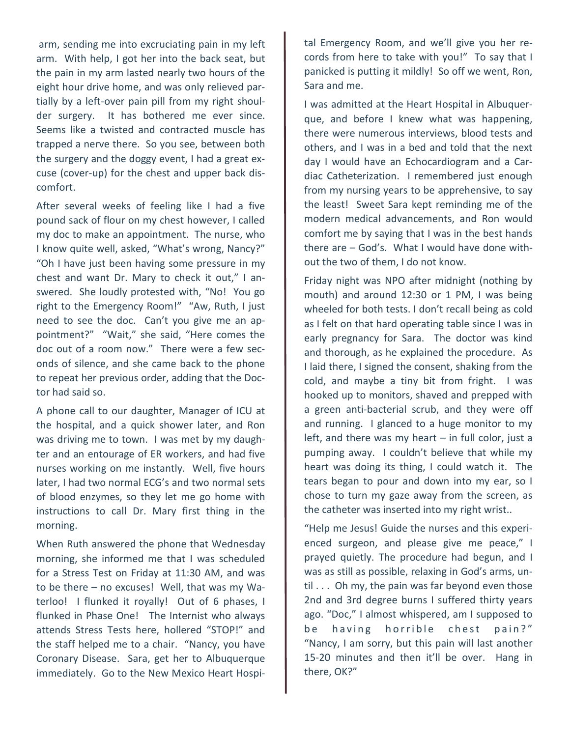arm, sending me into excruciating pain in my left arm. With help, I got her into the back seat, but the pain in my arm lasted nearly two hours of the eight hour drive home, and was only relieved partially by a left-over pain pill from my right shoulder surgery. It has bothered me ever since. Seems like a twisted and contracted muscle has trapped a nerve there. So you see, between both the surgery and the doggy event, I had a great excuse (cover-up) for the chest and upper back discomfort.

After several weeks of feeling like I had a five pound sack of flour on my chest however, I called my doc to make an appointment. The nurse, who I know quite well, asked, "What's wrong, Nancy?" "Oh I have just been having some pressure in my chest and want Dr. Mary to check it out," I answered. She loudly protested with, "No! You go right to the Emergency Room!" "Aw, Ruth, I just need to see the doc. Can't you give me an appointment?" "Wait," she said, "Here comes the doc out of a room now." There were a few seconds of silence, and she came back to the phone to repeat her previous order, adding that the Doctor had said so.

A phone call to our daughter, Manager of ICU at the hospital, and a quick shower later, and Ron was driving me to town. I was met by my daughter and an entourage of ER workers, and had five nurses working on me instantly. Well, five hours later, I had two normal ECG's and two normal sets of blood enzymes, so they let me go home with instructions to call Dr. Mary first thing in the morning.

When Ruth answered the phone that Wednesday morning, she informed me that I was scheduled for a Stress Test on Friday at 11:30 AM, and was to be there – no excuses! Well, that was my Waterloo! I flunked it royally! Out of 6 phases, I flunked in Phase One! The Internist who always attends Stress Tests here, hollered "STOP!" and the staff helped me to a chair. "Nancy, you have Coronary Disease. Sara, get her to Albuquerque immediately. Go to the New Mexico Heart Hospital Emergency Room, and we'll give you her records from here to take with you!" To say that I panicked is putting it mildly! So off we went, Ron, Sara and me.

I was admitted at the Heart Hospital in Albuquerque, and before I knew what was happening, there were numerous interviews, blood tests and others, and I was in a bed and told that the next day I would have an Echocardiogram and a Cardiac Catheterization. I remembered just enough from my nursing years to be apprehensive, to say the least! Sweet Sara kept reminding me of the modern medical advancements, and Ron would comfort me by saying that I was in the best hands there are – God's. What I would have done without the two of them, I do not know.

Friday night was NPO after midnight (nothing by mouth) and around 12:30 or 1 PM, I was being wheeled for both tests. I don't recall being as cold as I felt on that hard operating table since I was in early pregnancy for Sara. The doctor was kind and thorough, as he explained the procedure. As I laid there, I signed the consent, shaking from the cold, and maybe a tiny bit from fright. I was hooked up to monitors, shaved and prepped with a green anti-bacterial scrub, and they were off and running. I glanced to a huge monitor to my left, and there was my heart – in full color, just a pumping away. I couldn't believe that while my heart was doing its thing, I could watch it. The tears began to pour and down into my ear, so I chose to turn my gaze away from the screen, as the catheter was inserted into my right wrist..

"Help me Jesus! Guide the nurses and this experienced surgeon, and please give me peace," I prayed quietly. The procedure had begun, and I was as still as possible, relaxing in God's arms, until . . . Oh my, the pain was far beyond even those 2nd and 3rd degree burns I suffered thirty years ago. "Doc," I almost whispered, am I supposed to be having horrible chest pain?" "Nancy, I am sorry, but this pain will last another 15-20 minutes and then it'll be over. Hang in there, OK?"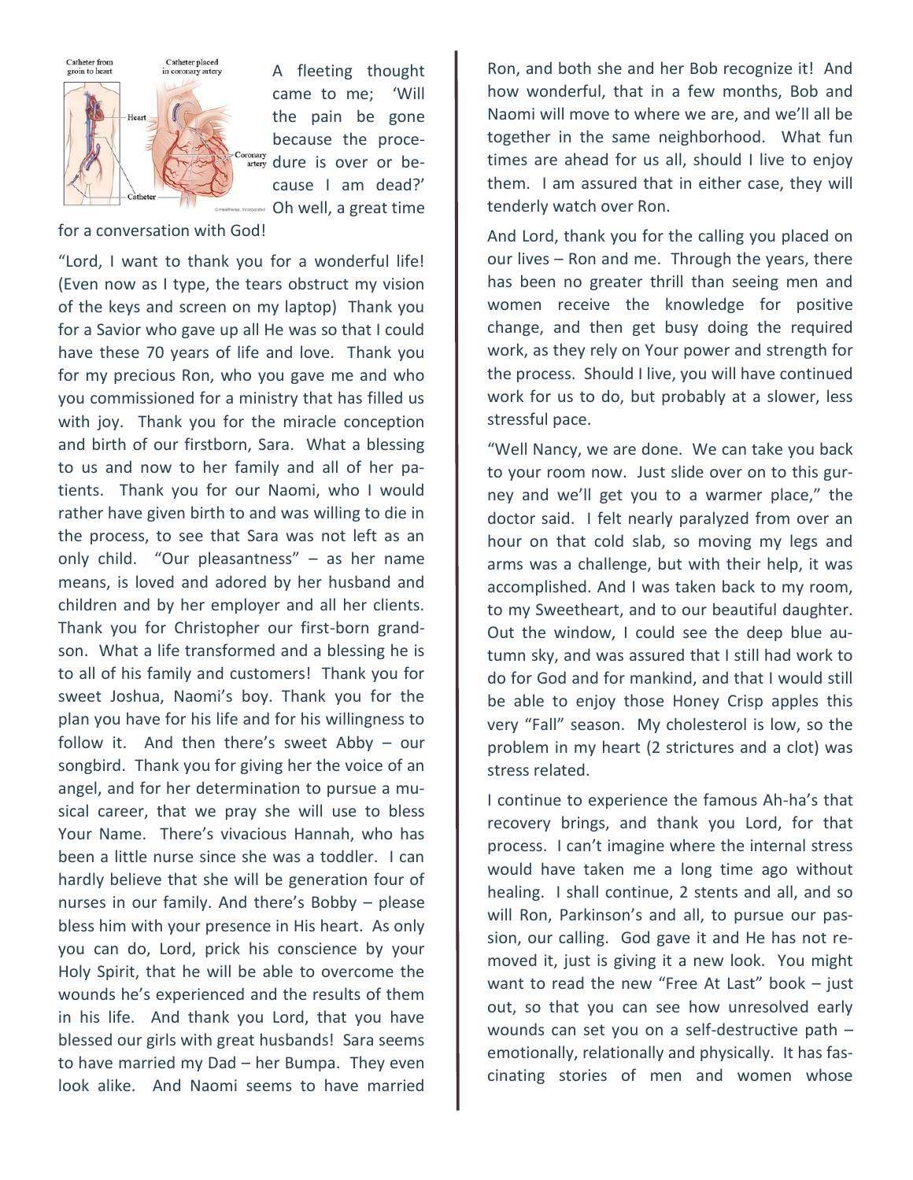A fleeting thought came to me; 'Will the pain be gone because the procedure is over or because I am dead?' Oh well, a great time for a conversation with God!

"Lord, I want to thank you for a wonderful life! (Even now as I type, the tears obstruct my vision of the keys and screen on my laptop) Thank you for a Savior who gave up all He was so that I could have these 70 years of life and love. Thank you for my precious Ron, who you gave me and who you commissioned for a ministry that has filled us with joy. Thank you for the miracle conception and birth of our firstborn, Sara. What a blessing to us and now to her family and all of her patients. Thank you for our Naomi, who I would rather have given birth to and was willing to die in the process, to see that Sara was not left as an only child. "Our pleasantness" – as her name means, is loved and adored by her husband and children and by her employer and all her clients. Thank you for Christopher our first-born grandson. What a life transformed and a blessing he is to all of his family and customers! Thank you for sweet Joshua, Naomi's boy. Thank you for the plan you have for his life and for his willingness to follow it. And then there's sweet Abby – our songbird. Thank you for giving her the voice of an angel, and for her determination to pursue a musical career, that we pray she will use to bless Your Name. There's vivacious Hannah, who has been a little nurse since she was a toddler. I can hardly believe that she will be generation four of nurses in our family. And there's Bobby – please bless him with your presence in His heart. As only you can do, Lord, prick his conscience by your Holy Spirit, that he will be able to overcome the wounds he's experienced and the results of them in his life. And thank you Lord, that you have blessed our girls with great husbands! Sara seems to have married my Dad – her Bumpa. They even look alike. And Naomi seems to have married Ron, and both she and her Bob recognize it! And how wonderful, that in a few months, Bob and Naomi will move to where we are, and we'll all be together in the same neighborhood. What fun times are ahead for us all, should I live to enjoy them. I am assured that in either case, they will tenderly watch over Ron.

And Lord, thank you for the calling you placed on our lives – Ron and me. Through the years, there has been no greater thrill than seeing men and women receive the knowledge for positive change, and then get busy doing the required work, as they rely on Your power and strength for the process. Should I live, you will have continued work for us to do, but probably at a slower, less stressful pace.

"Well Nancy, we are done. We can take you back to your room now. Just slide over on to this gurney and we'll get you to a warmer place," the doctor said. I felt nearly paralyzed from over an hour on that cold slab, so moving my legs and arms was a challenge, but with their help, it was accomplished. And I was taken back to my room, to my Sweetheart, and to our beautiful daughter. Out the window, I could see the deep blue autumn sky, and was assured that I still had work to do for God and for mankind, and that I would still be able to enjoy those Honey Crisp apples this very "Fall" season. My cholesterol is low, so the problem in my heart (2 strictures and a clot) was stress related.

I continue to experience the famous Ah-ha's that recovery brings, and thank you Lord, for that process. I can't imagine where the internal stress would have taken me a long time ago without healing. I shall continue, 2 stents and all, and so will Ron, Parkinson's and all, to pursue our passion, our calling. God gave it and He has not removed it, just is giving it a new look. You might want to read the new "Free At Last" book – just out, so that you can see how unresolved early wounds can set you on a self-destructive path – emotionally, relationally and physically. It has fascinating stories of men and women whose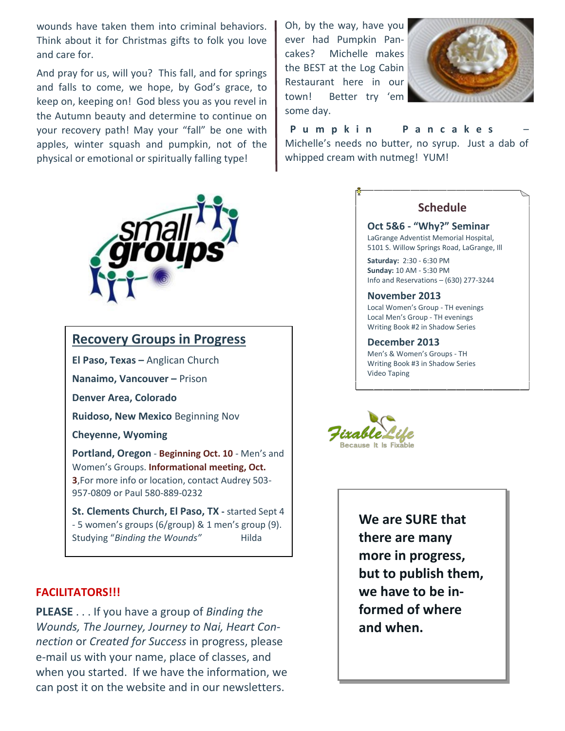wounds have taken them into criminal behaviors. Think about it for Christmas gifts to folk you love and care for.

And pray for us, will you? This fall, and for springs and falls to come, we hope, by God's grace, to keep on, keeping on! God bless you as you revel in the Autumn beauty and determine to continue on your recovery path! May your "fall" be one with apples, winter squash and pumpkin, not of the physical or emotional or spiritually falling type!

Oh, by the way, have you ever had Pumpkin Pancakes? Michelle makes the BEST at the Log Cabin Restaurant here in our town! Better try 'em some day.

**Pumpkin Pancakes** – Michelle's needs no butter, no syrup. Just a dab of whipped cream with nutmeg! YUM!

## Recovery Groups in Progress

**El Paso, Texas –** Anglican Church

**Nanaimo, Vancouver –** Prison

**Denver Area, Colorado**

**Ruidoso, New Mexico** Beginning Nov

**Cheyenne, Wyoming**

**Portland, Oregon** - **Beginning Oct. 10** - Men's and Women's Groups. **Informational meeting, Oct. 3**,For more info or location, contact Audrey 503-957-0809 or Paul 580-889-0232

**St. Clements Church, El Paso, TX -** started Sept 4 - 5 women's groups (6/group) & 1 men's group (9). Studying "*Binding the Wounds"* Hilda

## Schedule

**Oct 5&6 - "Why?" Seminar**
LaGrange Adventist Memorial Hospital,
5101 S. Willow Springs Road, LaGrange, Ill

**Saturday:** 2:30 - 6:30 PM
**Sunday:** 10 AM - 5:30 PM
Info and Reservations – (630) 277-3244

**November 2013**
Local Women's Group - TH evenings
Local Men's Group - TH evenings
Writing Book #2 in Shadow Series

**December 2013**
Men's & Women's Groups - TH
Writing Book #3 in Shadow Series
Video Taping

**FixableLife** — Because It Is Fixable

**FACILITATORS!!!**

**PLEASE** . . . If you have a group of *Binding the Wounds, The Journey, Journey to Nai, Heart Connection* or *Created for Success* in progress, please e-mail us with your name, place of classes, and when you started. If we have the information, we can post it on the website and in our newsletters.

**We are SURE that there are many more in progress, but to publish them, we have to be informed of where and when.**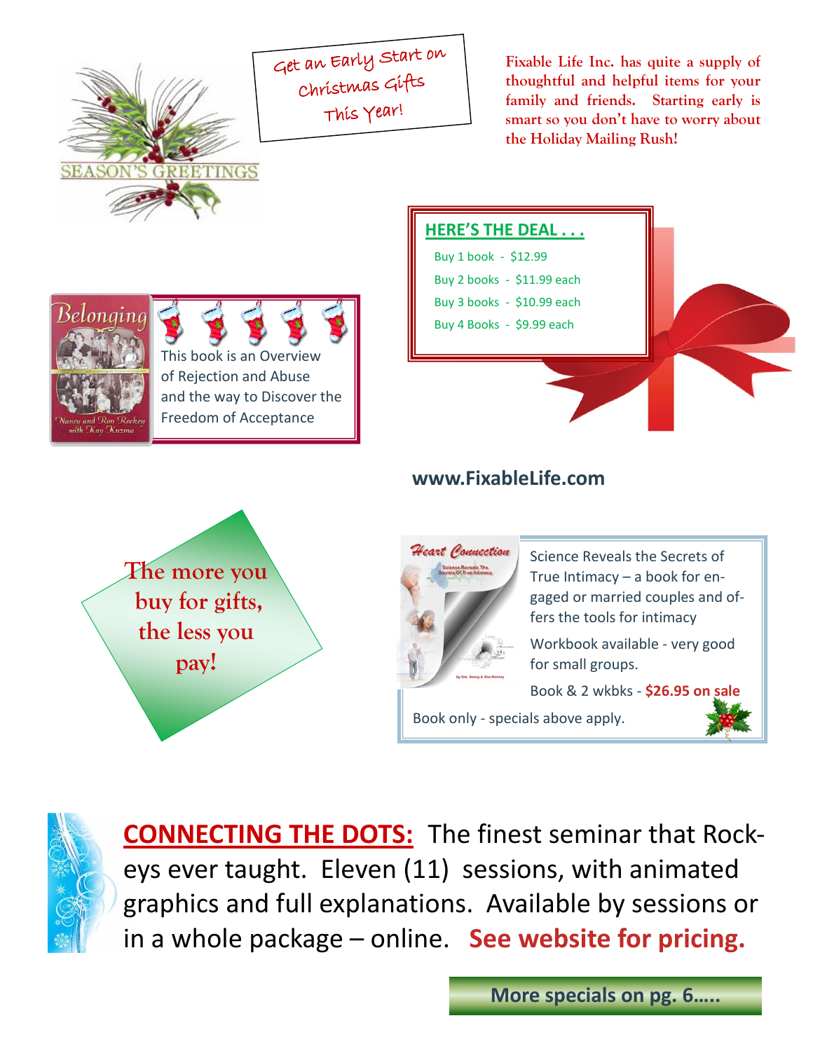SEASON'S GREETINGS

Get an Early Start on Christmas Gifts This Year!

**Fixable Life Inc. has quite a supply of thoughtful and helpful items for your family and friends. Starting early is smart so you don't have to worry about the Holiday Mailing Rush!**

## HERE'S THE DEAL . . .

- Buy 1 book - $12.99
- Buy 2 books - $11.99 each
- Buy 3 books - $10.99 each
- Buy 4 Books - $9.99 each

Belonging — Nancy and Ron Rockey with Kay Kuzma

This book is an Overview of Rejection and Abuse and the way to Discover the Freedom of Acceptance

**www.FixableLife.com**

**The more you buy for gifts, the less you pay!**

Heart Connection — Science Reveals The Secrets Of True Intimacy

Science Reveals the Secrets of True Intimacy – a book for engaged or married couples and offers the tools for intimacy

Workbook available - very good for small groups.

Book & 2 wkbks - **$26.95 on sale**

Book only - specials above apply.

**CONNECTING THE DOTS:** The finest seminar that Rockeys ever taught. Eleven (11) sessions, with animated graphics and full explanations. Available by sessions or in a whole package – online. **See website for pricing.**

**More specials on pg. 6.....**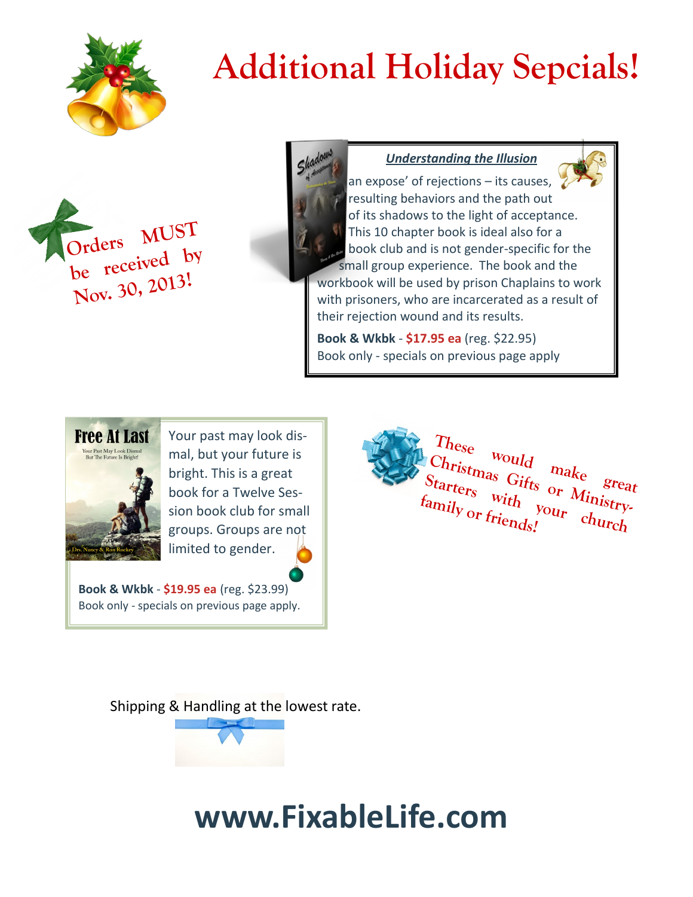# Additional Holiday Sepcials!

Orders MUST be received by Nov. 30, 2013!

***Understanding the Illusion***

an expose' of rejections – its causes, resulting behaviors and the path out of its shadows to the light of acceptance. This 10 chapter book is ideal also for a book club and is not gender-specific for the small group experience. The book and the workbook will be used by prison Chaplains to work with prisoners, who are incarcerated as a result of their rejection wound and its results.

**Book & Wkbk** - **$17.95 ea** (reg. $22.95)
Book only - specials on previous page apply

Your past may look dismal, but your future is bright. This is a great book for a Twelve Session book club for small groups. Groups are not limited to gender.

**Book & Wkbk** - **$19.95 ea** (reg. $23.99)
Book only - specials on previous page apply.

These would make great Christmas Gifts or Ministry-Starters with your church family or friends!

Shipping & Handling at the lowest rate.

**www.FixableLife.com**